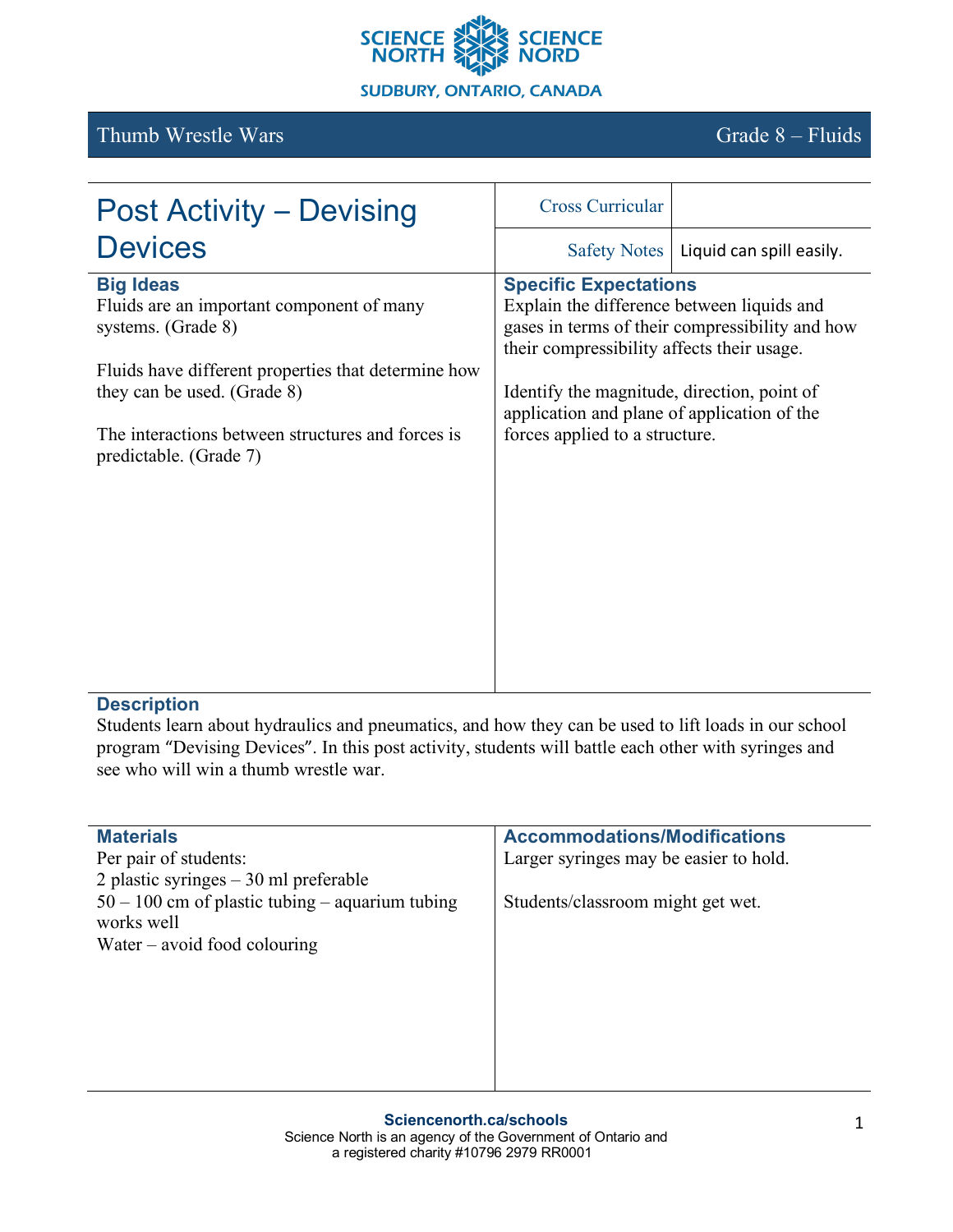SCIENCE NORTH SCIENCE NORD
SUDBURY, ONTARIO, CANADA

Thumb Wrestle Wars — Grade 8 – Fluids

# Post Activity – Devising Devices

| | |
|---|---|
| Cross Curricular | |
| Safety Notes | Liquid can spill easily. |

## Big Ideas

Fluids are an important component of many systems. (Grade 8)

Fluids have different properties that determine how they can be used. (Grade 8)

The interactions between structures and forces is predictable. (Grade 7)

## Specific Expectations

Explain the difference between liquids and gases in terms of their compressibility and how their compressibility affects their usage.

Identify the magnitude, direction, point of application and plane of application of the forces applied to a structure.

## Description

Students learn about hydraulics and pneumatics, and how they can be used to lift loads in our school program "Devising Devices". In this post activity, students will battle each other with syringes and see who will win a thumb wrestle war.

## Materials

Per pair of students:
2 plastic syringes – 30 ml preferable
50 – 100 cm of plastic tubing – aquarium tubing works well
Water – avoid food colouring

## Accommodations/Modifications

Larger syringes may be easier to hold.

Students/classroom might get wet.

**Sciencenorth.ca/schools**
Science North is an agency of the Government of Ontario and a registered charity #10796 2979 RR0001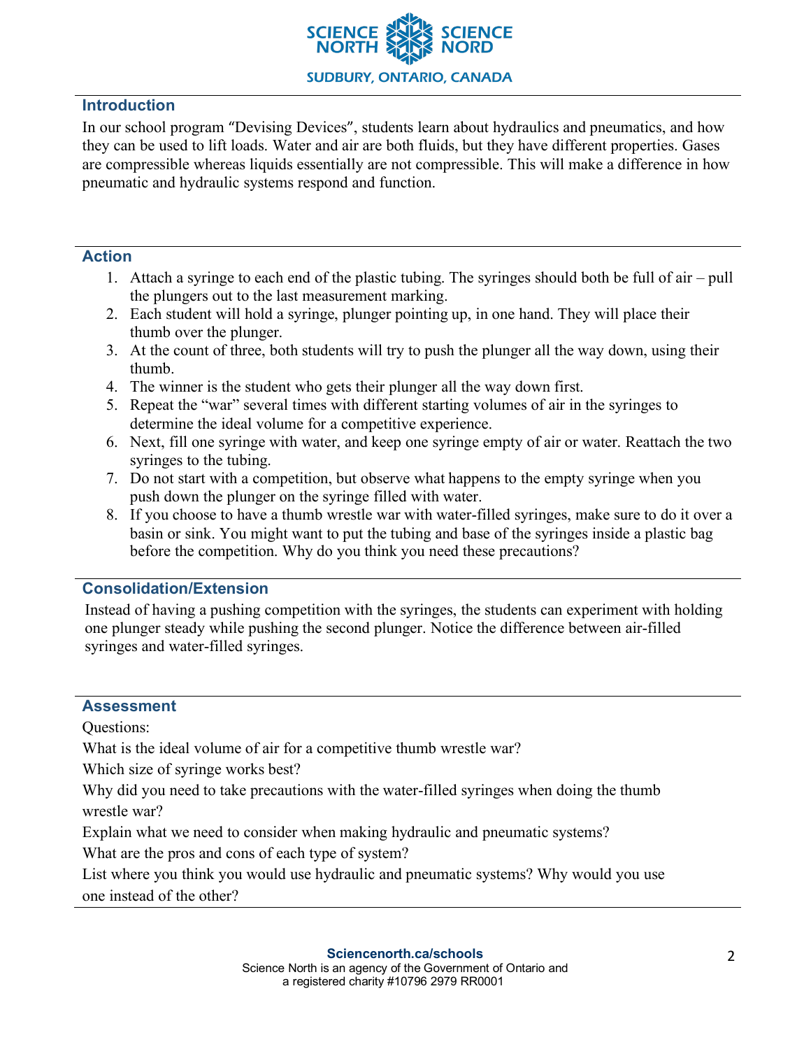## Introduction

In our school program "Devising Devices", students learn about hydraulics and pneumatics, and how they can be used to lift loads. Water and air are both fluids, but they have different properties. Gases are compressible whereas liquids essentially are not compressible. This will make a difference in how pneumatic and hydraulic systems respond and function.

## Action

1. Attach a syringe to each end of the plastic tubing. The syringes should both be full of air – pull the plungers out to the last measurement marking.
2. Each student will hold a syringe, plunger pointing up, in one hand. They will place their thumb over the plunger.
3. At the count of three, both students will try to push the plunger all the way down, using their thumb.
4. The winner is the student who gets their plunger all the way down first.
5. Repeat the "war" several times with different starting volumes of air in the syringes to determine the ideal volume for a competitive experience.
6. Next, fill one syringe with water, and keep one syringe empty of air or water. Reattach the two syringes to the tubing.
7. Do not start with a competition, but observe what happens to the empty syringe when you push down the plunger on the syringe filled with water.
8. If you choose to have a thumb wrestle war with water-filled syringes, make sure to do it over a basin or sink. You might want to put the tubing and base of the syringes inside a plastic bag before the competition. Why do you think you need these precautions?

## Consolidation/Extension

Instead of having a pushing competition with the syringes, the students can experiment with holding one plunger steady while pushing the second plunger. Notice the difference between air-filled syringes and water-filled syringes.

## Assessment

Questions:

What is the ideal volume of air for a competitive thumb wrestle war?

Which size of syringe works best?

Why did you need to take precautions with the water-filled syringes when doing the thumb wrestle war?

Explain what we need to consider when making hydraulic and pneumatic systems?

What are the pros and cons of each type of system?

List where you think you would use hydraulic and pneumatic systems? Why would you use one instead of the other?